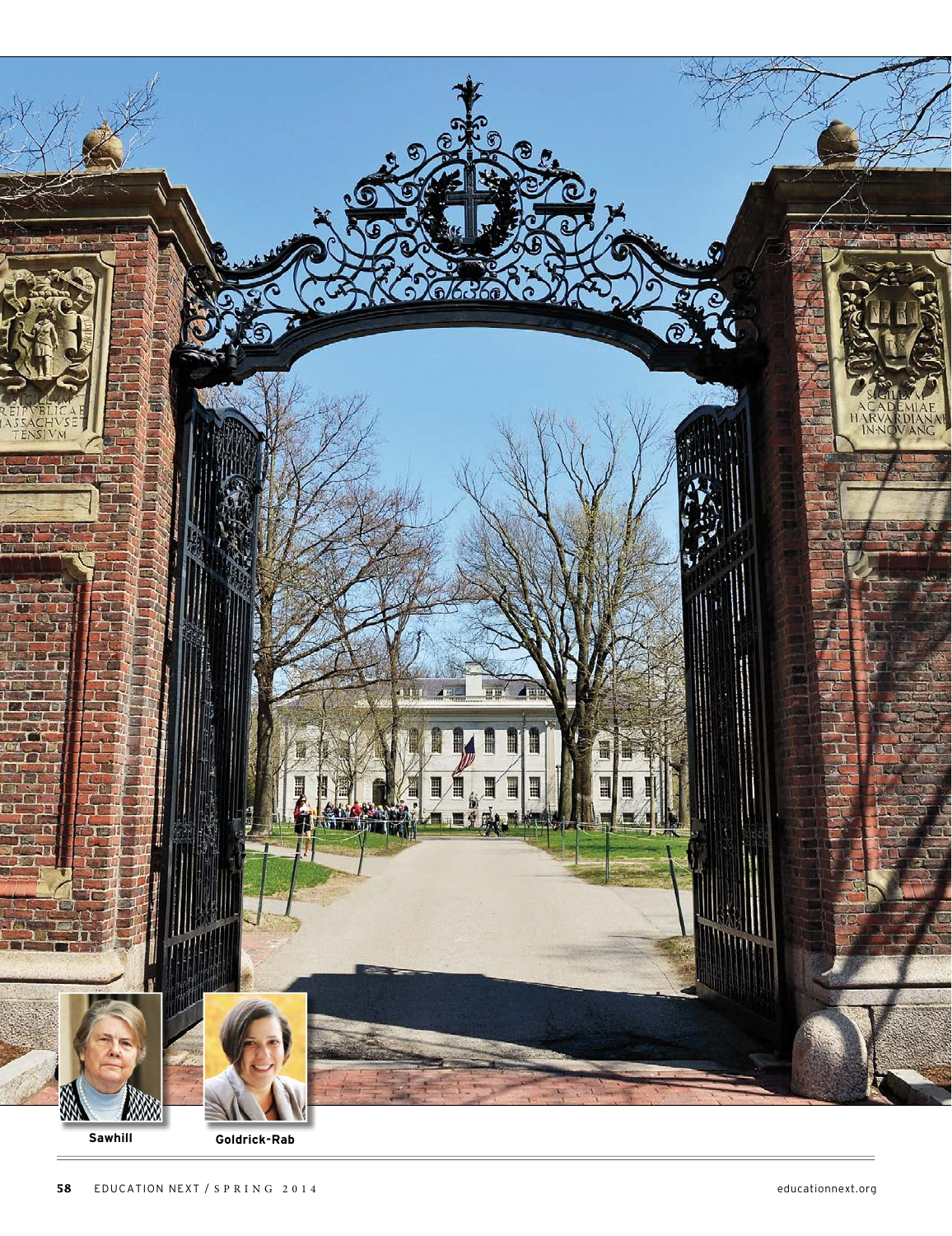Sawhill

Goldrick-Rab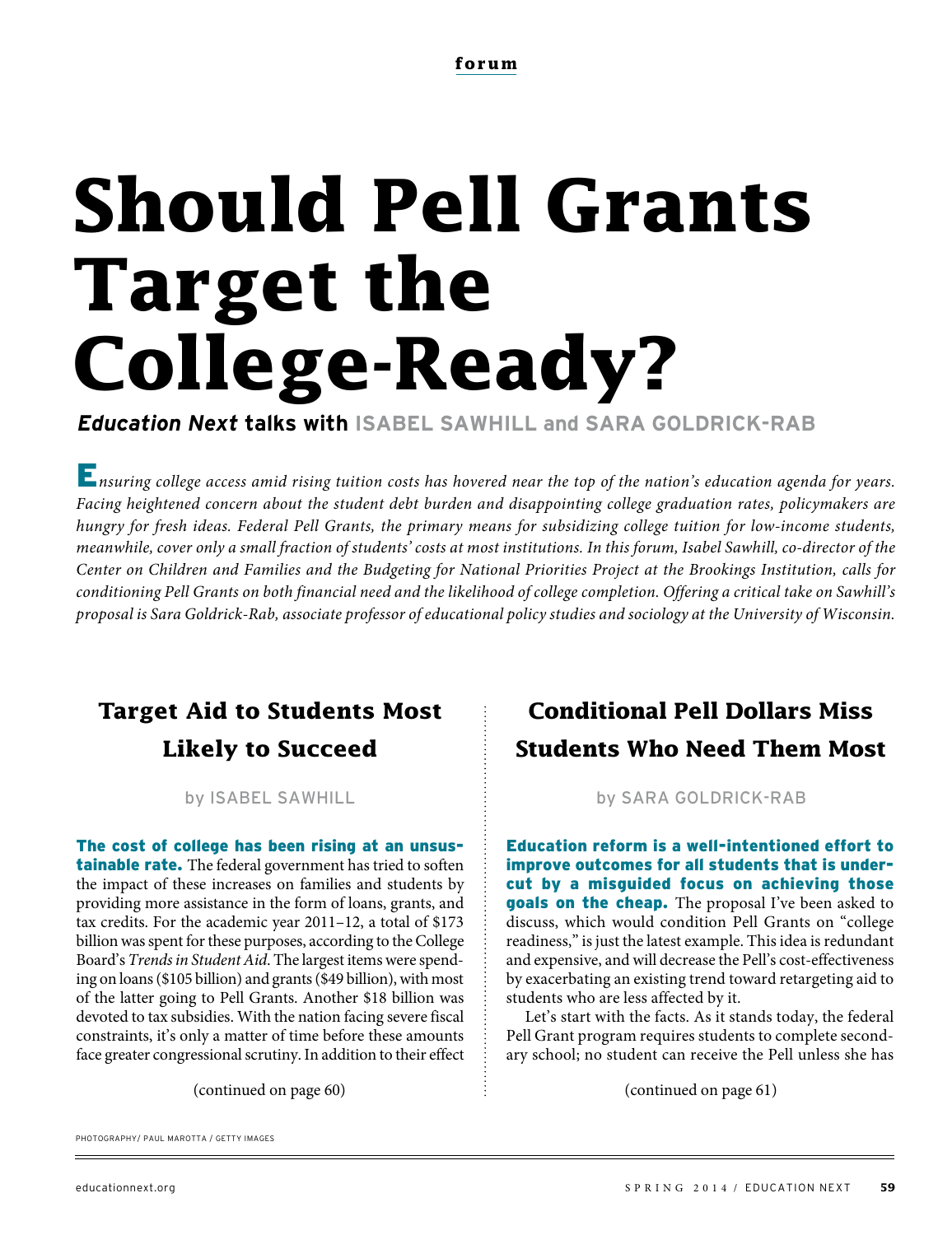forum

# Should Pell Grants Target the College-Ready?

***Education Next* talks with ISABEL SAWHILL and SARA GOLDRICK-RAB**

*Ensuring college access amid rising tuition costs has hovered near the top of the nation's education agenda for years. Facing heightened concern about the student debt burden and disappointing college graduation rates, policymakers are hungry for fresh ideas. Federal Pell Grants, the primary means for subsidizing college tuition for low-income students, meanwhile, cover only a small fraction of students' costs at most institutions. In this forum, Isabel Sawhill, co-director of the Center on Children and Families and the Budgeting for National Priorities Project at the Brookings Institution, calls for conditioning Pell Grants on both financial need and the likelihood of college completion. Offering a critical take on Sawhill's proposal is Sara Goldrick-Rab, associate professor of educational policy studies and sociology at the University of Wisconsin.*

## Target Aid to Students Most Likely to Succeed

by ISABEL SAWHILL

**The cost of college has been rising at an unsustainable rate.** The federal government has tried to soften the impact of these increases on families and students by providing more assistance in the form of loans, grants, and tax credits. For the academic year 2011–12, a total of $173 billion was spent for these purposes, according to the College Board's *Trends in Student Aid*. The largest items were spending on loans ($105 billion) and grants ($49 billion), with most of the latter going to Pell Grants. Another $18 billion was devoted to tax subsidies. With the nation facing severe fiscal constraints, it's only a matter of time before these amounts face greater congressional scrutiny. In addition to their effect

(continued on page 60)

## Conditional Pell Dollars Miss Students Who Need Them Most

by SARA GOLDRICK-RAB

**Education reform is a well-intentioned effort to improve outcomes for all students that is undercut by a misguided focus on achieving those goals on the cheap.** The proposal I've been asked to discuss, which would condition Pell Grants on "college readiness," is just the latest example. This idea is redundant and expensive, and will decrease the Pell's cost-effectiveness by exacerbating an existing trend toward retargeting aid to students who are less affected by it.

Let's start with the facts. As it stands today, the federal Pell Grant program requires students to complete secondary school; no student can receive the Pell unless she has

(continued on page 61)

PHOTOGRAPHY/ PAUL MAROTTA / GETTY IMAGES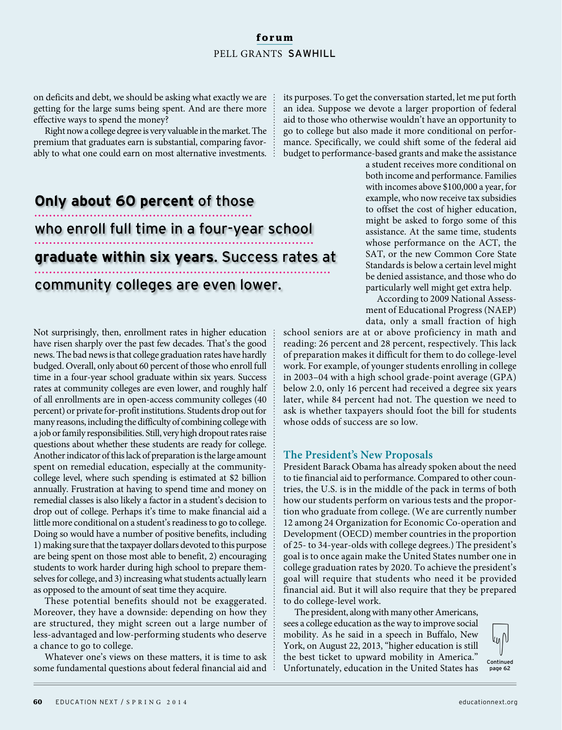on deficits and debt, we should be asking what exactly we are getting for the large sums being spent. And are there more effective ways to spend the money?

Right now a college degree is very valuable in the market. The premium that graduates earn is substantial, comparing favorably to what one could earn on most alternative investments.

**Only about 60 percent** of those who enroll full time in a four-year school **graduate within six years.** Success rates at community colleges are even lower.

Not surprisingly, then, enrollment rates in higher education have risen sharply over the past few decades. That's the good news. The bad news is that college graduation rates have hardly budged. Overall, only about 60 percent of those who enroll full time in a four-year school graduate within six years. Success rates at community colleges are even lower, and roughly half of all enrollments are in open-access community colleges (40 percent) or private for-profit institutions. Students drop out for many reasons, including the difficulty of combining college with a job or family responsibilities. Still, very high dropout rates raise questions about whether these students are ready for college. Another indicator of this lack of preparation is the large amount spent on remedial education, especially at the community-college level, where such spending is estimated at $2 billion annually. Frustration at having to spend time and money on remedial classes is also likely a factor in a student's decision to drop out of college. Perhaps it's time to make financial aid a little more conditional on a student's readiness to go to college. Doing so would have a number of positive benefits, including 1) making sure that the taxpayer dollars devoted to this purpose are being spent on those most able to benefit, 2) encouraging students to work harder during high school to prepare themselves for college, and 3) increasing what students actually learn as opposed to the amount of seat time they acquire.

These potential benefits should not be exaggerated. Moreover, they have a downside: depending on how they are structured, they might screen out a large number of less-advantaged and low-performing students who deserve a chance to go to college.

Whatever one's views on these matters, it is time to ask some fundamental questions about federal financial aid and its purposes. To get the conversation started, let me put forth an idea. Suppose we devote a larger proportion of federal aid to those who otherwise wouldn't have an opportunity to go to college but also made it more conditional on performance. Specifically, we could shift some of the federal aid budget to performance-based grants and make the assistance a student receives more conditional on both income and performance. Families with incomes above $100,000 a year, for example, who now receive tax subsidies to offset the cost of higher education, might be asked to forgo some of this assistance. At the same time, students whose performance on the ACT, the SAT, or the new Common Core State Standards is below a certain level might be denied assistance, and those who do particularly well might get extra help.

According to 2009 National Assessment of Educational Progress (NAEP) data, only a small fraction of high school seniors are at or above proficiency in math and reading: 26 percent and 28 percent, respectively. This lack of preparation makes it difficult for them to do college-level work. For example, of younger students enrolling in college in 2003–04 with a high school grade-point average (GPA) below 2.0, only 16 percent had received a degree six years later, while 84 percent had not. The question we need to ask is whether taxpayers should foot the bill for students whose odds of success are so low.

## The President's New Proposals

President Barack Obama has already spoken about the need to tie financial aid to performance. Compared to other countries, the U.S. is in the middle of the pack in terms of both how our students perform on various tests and the proportion who graduate from college. (We are currently number 12 among 24 Organization for Economic Co-operation and Development (OECD) member countries in the proportion of 25- to 34-year-olds with college degrees.) The president's goal is to once again make the United States number one in college graduation rates by 2020. To achieve the president's goal will require that students who need it be provided financial aid. But it will also require that they be prepared to do college-level work.

The president, along with many other Americans, sees a college education as the way to improve social mobility. As he said in a speech in Buffalo, New York, on August 22, 2013, "higher education is still the best ticket to upward mobility in America." Unfortunately, education in the United States has

Continued page 62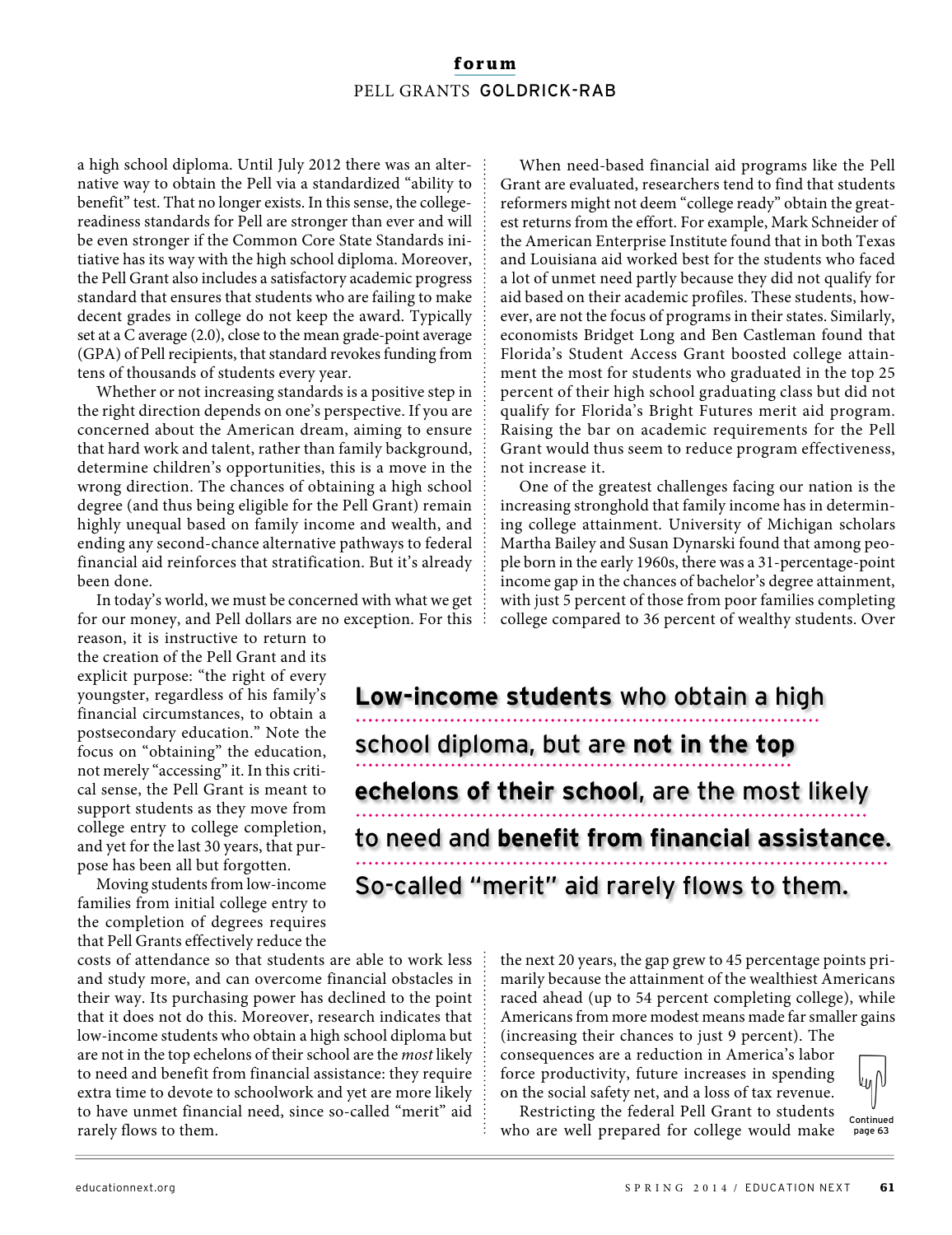a high school diploma. Until July 2012 there was an alternative way to obtain the Pell via a standardized "ability to benefit" test. That no longer exists. In this sense, the college-readiness standards for Pell are stronger than ever and will be even stronger if the Common Core State Standards initiative has its way with the high school diploma. Moreover, the Pell Grant also includes a satisfactory academic progress standard that ensures that students who are failing to make decent grades in college do not keep the award. Typically set at a C average (2.0), close to the mean grade-point average (GPA) of Pell recipients, that standard revokes funding from tens of thousands of students every year.

Whether or not increasing standards is a positive step in the right direction depends on one's perspective. If you are concerned about the American dream, aiming to ensure that hard work and talent, rather than family background, determine children's opportunities, this is a move in the wrong direction. The chances of obtaining a high school degree (and thus being eligible for the Pell Grant) remain highly unequal based on family income and wealth, and ending any second-chance alternative pathways to federal financial aid reinforces that stratification. But it's already been done.

In today's world, we must be concerned with what we get for our money, and Pell dollars are no exception. For this reason, it is instructive to return to the creation of the Pell Grant and its explicit purpose: "the right of every youngster, regardless of his family's financial circumstances, to obtain a postsecondary education." Note the focus on "obtaining" the education, not merely "accessing" it. In this critical sense, the Pell Grant is meant to support students as they move from college entry to college completion, and yet for the last 30 years, that purpose has been all but forgotten.

Moving students from low-income families from initial college entry to the completion of degrees requires that Pell Grants effectively reduce the costs of attendance so that students are able to work less and study more, and can overcome financial obstacles in their way. Its purchasing power has declined to the point that it does not do this. Moreover, research indicates that low-income students who obtain a high school diploma but are not in the top echelons of their school are the *most* likely to need and benefit from financial assistance: they require extra time to devote to schoolwork and yet are more likely to have unmet financial need, since so-called "merit" aid rarely flows to them.

When need-based financial aid programs like the Pell Grant are evaluated, researchers tend to find that students reformers might not deem "college ready" obtain the greatest returns from the effort. For example, Mark Schneider of the American Enterprise Institute found that in both Texas and Louisiana aid worked best for the students who faced a lot of unmet need partly because they did not qualify for aid based on their academic profiles. These students, however, are not the focus of programs in their states. Similarly, economists Bridget Long and Ben Castleman found that Florida's Student Access Grant boosted college attainment the most for students who graduated in the top 25 percent of their high school graduating class but did not qualify for Florida's Bright Futures merit aid program. Raising the bar on academic requirements for the Pell Grant would thus seem to reduce program effectiveness, not increase it.

One of the greatest challenges facing our nation is the increasing stronghold that family income has in determining college attainment. University of Michigan scholars Martha Bailey and Susan Dynarski found that among people born in the early 1960s, there was a 31-percentage-point income gap in the chances of bachelor's degree attainment, with just 5 percent of those from poor families completing college compared to 36 percent of wealthy students. Over the next 20 years, the gap grew to 45 percentage points primarily because the attainment of the wealthiest Americans raced ahead (up to 54 percent completing college), while Americans from more modest means made far smaller gains (increasing their chances to just 9 percent). The consequences are a reduction in America's labor force productivity, future increases in spending on the social safety net, and a loss of tax revenue.

Restricting the federal Pell Grant to students who are well prepared for college would make

> **Low-income students** who obtain a high school diploma, but are **not in the top echelons of their school**, are the most likely to need and **benefit from financial assistance.** So-called "merit" aid rarely flows to them.

Continued page 63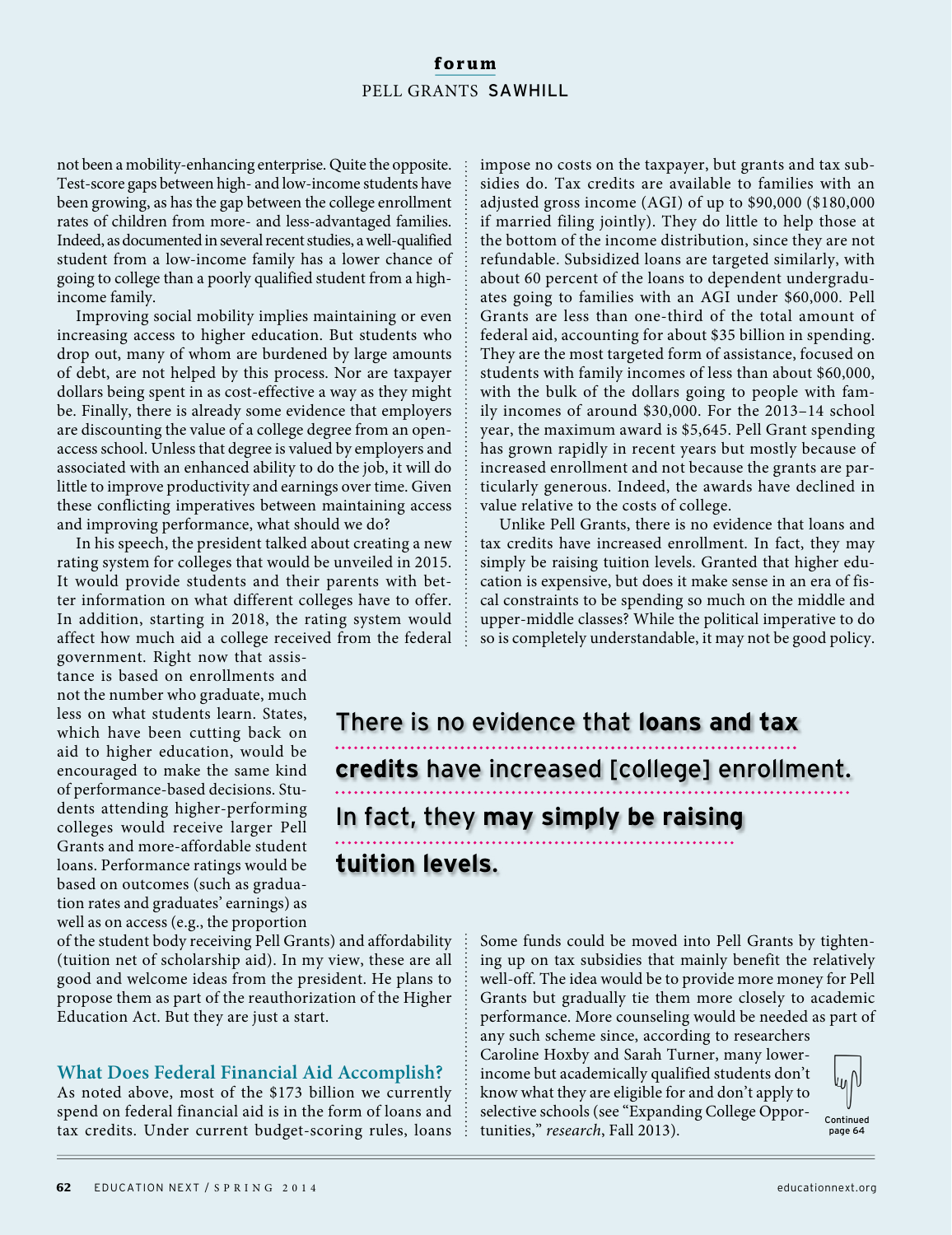not been a mobility-enhancing enterprise. Quite the opposite. Test-score gaps between high- and low-income students have been growing, as has the gap between the college enrollment rates of children from more- and less-advantaged families. Indeed, as documented in several recent studies, a well-qualified student from a low-income family has a lower chance of going to college than a poorly qualified student from a high-income family.

Improving social mobility implies maintaining or even increasing access to higher education. But students who drop out, many of whom are burdened by large amounts of debt, are not helped by this process. Nor are taxpayer dollars being spent in as cost-effective a way as they might be. Finally, there is already some evidence that employers are discounting the value of a college degree from an open-access school. Unless that degree is valued by employers and associated with an enhanced ability to do the job, it will do little to improve productivity and earnings over time. Given these conflicting imperatives between maintaining access and improving performance, what should we do?

In his speech, the president talked about creating a new rating system for colleges that would be unveiled in 2015. It would provide students and their parents with better information on what different colleges have to offer. In addition, starting in 2018, the rating system would affect how much aid a college received from the federal government. Right now that assistance is based on enrollments and not the number who graduate, much less on what students learn. States, which have been cutting back on aid to higher education, would be encouraged to make the same kind of performance-based decisions. Students attending higher-performing colleges would receive larger Pell Grants and more-affordable student loans. Performance ratings would be based on outcomes (such as graduation rates and graduates' earnings) as well as on access (e.g., the proportion of the student body receiving Pell Grants) and affordability (tuition net of scholarship aid). In my view, these are all good and welcome ideas from the president. He plans to propose them as part of the reauthorization of the Higher Education Act. But they are just a start.

### What Does Federal Financial Aid Accomplish?

As noted above, most of the $173 billion we currently spend on federal financial aid is in the form of loans and tax credits. Under current budget-scoring rules, loans impose no costs on the taxpayer, but grants and tax subsidies do. Tax credits are available to families with an adjusted gross income (AGI) of up to $90,000 ($180,000 if married filing jointly). They do little to help those at the bottom of the income distribution, since they are not refundable. Subsidized loans are targeted similarly, with about 60 percent of the loans to dependent undergraduates going to families with an AGI under $60,000. Pell Grants are less than one-third of the total amount of federal aid, accounting for about $35 billion in spending. They are the most targeted form of assistance, focused on students with family incomes of less than about $60,000, with the bulk of the dollars going to people with family incomes of around $30,000. For the 2013–14 school year, the maximum award is $5,645. Pell Grant spending has grown rapidly in recent years but mostly because of increased enrollment and not because the grants are particularly generous. Indeed, the awards have declined in value relative to the costs of college.

Unlike Pell Grants, there is no evidence that loans and tax credits have increased enrollment. In fact, they may simply be raising tuition levels. Granted that higher education is expensive, but does it make sense in an era of fiscal constraints to be spending so much on the middle and upper-middle classes? While the political imperative to do so is completely understandable, it may not be good policy.

> There is no evidence that **loans and tax credits** have increased [college] enrollment. In fact, they **may simply be raising tuition levels.**

Some funds could be moved into Pell Grants by tightening up on tax subsidies that mainly benefit the relatively well-off. The idea would be to provide more money for Pell Grants but gradually tie them more closely to academic performance. More counseling would be needed as part of any such scheme since, according to researchers Caroline Hoxby and Sarah Turner, many lower-income but academically qualified students don't know what they are eligible for and don't apply to selective schools (see "Expanding College Opportunities," *research*, Fall 2013).

Continued page 64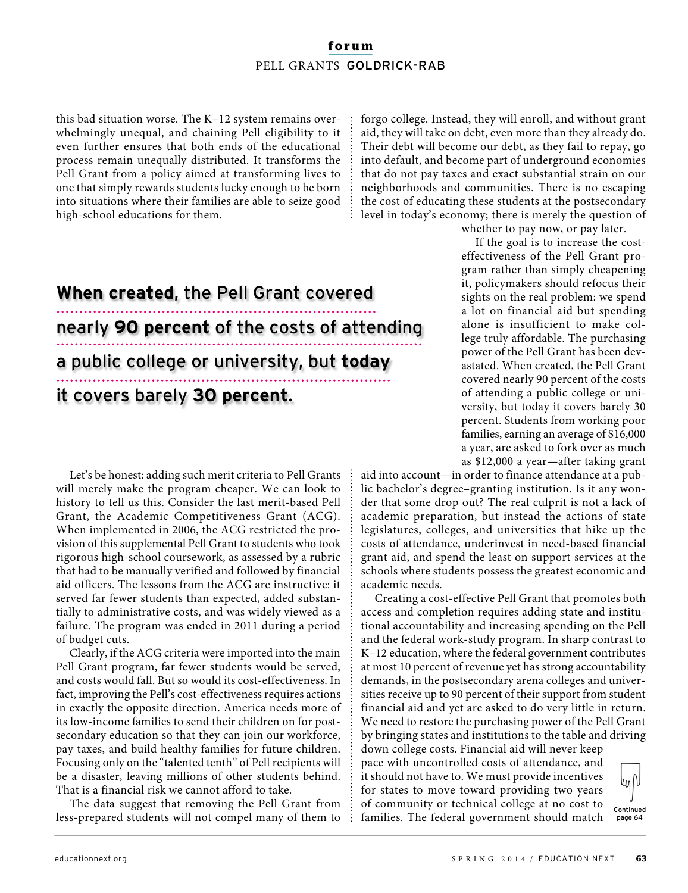this bad situation worse. The K–12 system remains overwhelmingly unequal, and chaining Pell eligibility to it even further ensures that both ends of the educational process remain unequally distributed. It transforms the Pell Grant from a policy aimed at transforming lives to one that simply rewards students lucky enough to be born into situations where their families are able to seize good high-school educations for them.

**When created**, the Pell Grant covered nearly **90 percent** of the costs of attending a public college or university, but **today** it covers barely **30 percent**.

Let's be honest: adding such merit criteria to Pell Grants will merely make the program cheaper. We can look to history to tell us this. Consider the last merit-based Pell Grant, the Academic Competitiveness Grant (ACG). When implemented in 2006, the ACG restricted the provision of this supplemental Pell Grant to students who took rigorous high-school coursework, as assessed by a rubric that had to be manually verified and followed by financial aid officers. The lessons from the ACG are instructive: it served far fewer students than expected, added substantially to administrative costs, and was widely viewed as a failure. The program was ended in 2011 during a period of budget cuts.

Clearly, if the ACG criteria were imported into the main Pell Grant program, far fewer students would be served, and costs would fall. But so would its cost-effectiveness. In fact, improving the Pell's cost-effectiveness requires actions in exactly the opposite direction. America needs more of its low-income families to send their children on for postsecondary education so that they can join our workforce, pay taxes, and build healthy families for future children. Focusing only on the "talented tenth" of Pell recipients will be a disaster, leaving millions of other students behind. That is a financial risk we cannot afford to take.

The data suggest that removing the Pell Grant from less-prepared students will not compel many of them to forgo college. Instead, they will enroll, and without grant aid, they will take on debt, even more than they already do. Their debt will become our debt, as they fail to repay, go into default, and become part of underground economies that do not pay taxes and exact substantial strain on our neighborhoods and communities. There is no escaping the cost of educating these students at the postsecondary level in today's economy; there is merely the question of whether to pay now, or pay later.

If the goal is to increase the cost-effectiveness of the Pell Grant program rather than simply cheapening it, policymakers should refocus their sights on the real problem: we spend a lot on financial aid but spending alone is insufficient to make college truly affordable. The purchasing power of the Pell Grant has been devastated. When created, the Pell Grant covered nearly 90 percent of the costs of attending a public college or university, but today it covers barely 30 percent. Students from working poor families, earning an average of $16,000 a year, are asked to fork over as much as $12,000 a year—after taking grant aid into account—in order to finance attendance at a public bachelor's degree–granting institution. Is it any wonder that some drop out? The real culprit is not a lack of academic preparation, but instead the actions of state legislatures, colleges, and universities that hike up the costs of attendance, underinvest in need-based financial grant aid, and spend the least on support services at the schools where students possess the greatest economic and academic needs.

Creating a cost-effective Pell Grant that promotes both access and completion requires adding state and institutional accountability and increasing spending on the Pell and the federal work-study program. In sharp contrast to K–12 education, where the federal government contributes at most 10 percent of revenue yet has strong accountability demands, in the postsecondary arena colleges and universities receive up to 90 percent of their support from student financial aid and yet are asked to do very little in return. We need to restore the purchasing power of the Pell Grant by bringing states and institutions to the table and driving down college costs. Financial aid will never keep pace with uncontrolled costs of attendance, and it should not have to. We must provide incentives for states to move toward providing two years of community or technical college at no cost to families. The federal government should match

Continued page 64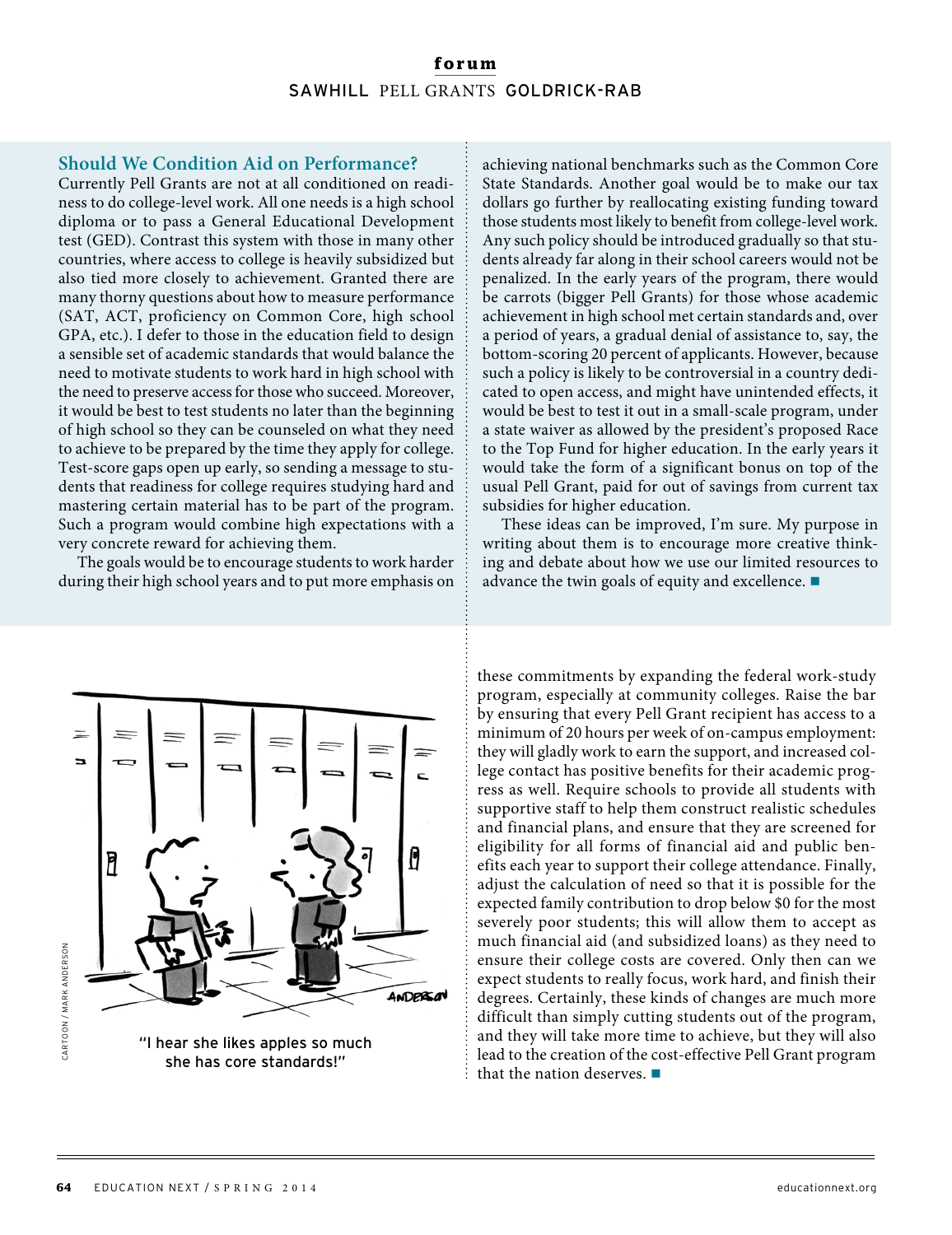## Should We Condition Aid on Performance?

Currently Pell Grants are not at all conditioned on readiness to do college-level work. All one needs is a high school diploma or to pass a General Educational Development test (GED). Contrast this system with those in many other countries, where access to college is heavily subsidized but also tied more closely to achievement. Granted there are many thorny questions about how to measure performance (SAT, ACT, proficiency on Common Core, high school GPA, etc.). I defer to those in the education field to design a sensible set of academic standards that would balance the need to motivate students to work hard in high school with the need to preserve access for those who succeed. Moreover, it would be best to test students no later than the beginning of high school so they can be counseled on what they need to achieve to be prepared by the time they apply for college. Test-score gaps open up early, so sending a message to students that readiness for college requires studying hard and mastering certain material has to be part of the program. Such a program would combine high expectations with a very concrete reward for achieving them.

The goals would be to encourage students to work harder during their high school years and to put more emphasis on achieving national benchmarks such as the Common Core State Standards. Another goal would be to make our tax dollars go further by reallocating existing funding toward those students most likely to benefit from college-level work. Any such policy should be introduced gradually so that students already far along in their school careers would not be penalized. In the early years of the program, there would be carrots (bigger Pell Grants) for those whose academic achievement in high school met certain standards and, over a period of years, a gradual denial of assistance to, say, the bottom-scoring 20 percent of applicants. However, because such a policy is likely to be controversial in a country dedicated to open access, and might have unintended effects, it would be best to test it out in a small-scale program, under a state waiver as allowed by the president's proposed Race to the Top Fund for higher education. In the early years it would take the form of a significant bonus on top of the usual Pell Grant, paid for out of savings from current tax subsidies for higher education.

These ideas can be improved, I'm sure. My purpose in writing about them is to encourage more creative thinking and debate about how we use our limited resources to advance the twin goals of equity and excellence. ■

CARTOON / MARK ANDERSON

"I hear she likes apples so much she has core standards!"

these commitments by expanding the federal work-study program, especially at community colleges. Raise the bar by ensuring that every Pell Grant recipient has access to a minimum of 20 hours per week of on-campus employment: they will gladly work to earn the support, and increased college contact has positive benefits for their academic progress as well. Require schools to provide all students with supportive staff to help them construct realistic schedules and financial plans, and ensure that they are screened for eligibility for all forms of financial aid and public benefits each year to support their college attendance. Finally, adjust the calculation of need so that it is possible for the expected family contribution to drop below $0 for the most severely poor students; this will allow them to accept as much financial aid (and subsidized loans) as they need to ensure their college costs are covered. Only then can we expect students to really focus, work hard, and finish their degrees. Certainly, these kinds of changes are much more difficult than simply cutting students out of the program, and they will take more time to achieve, but they will also lead to the creation of the cost-effective Pell Grant program that the nation deserves. ■